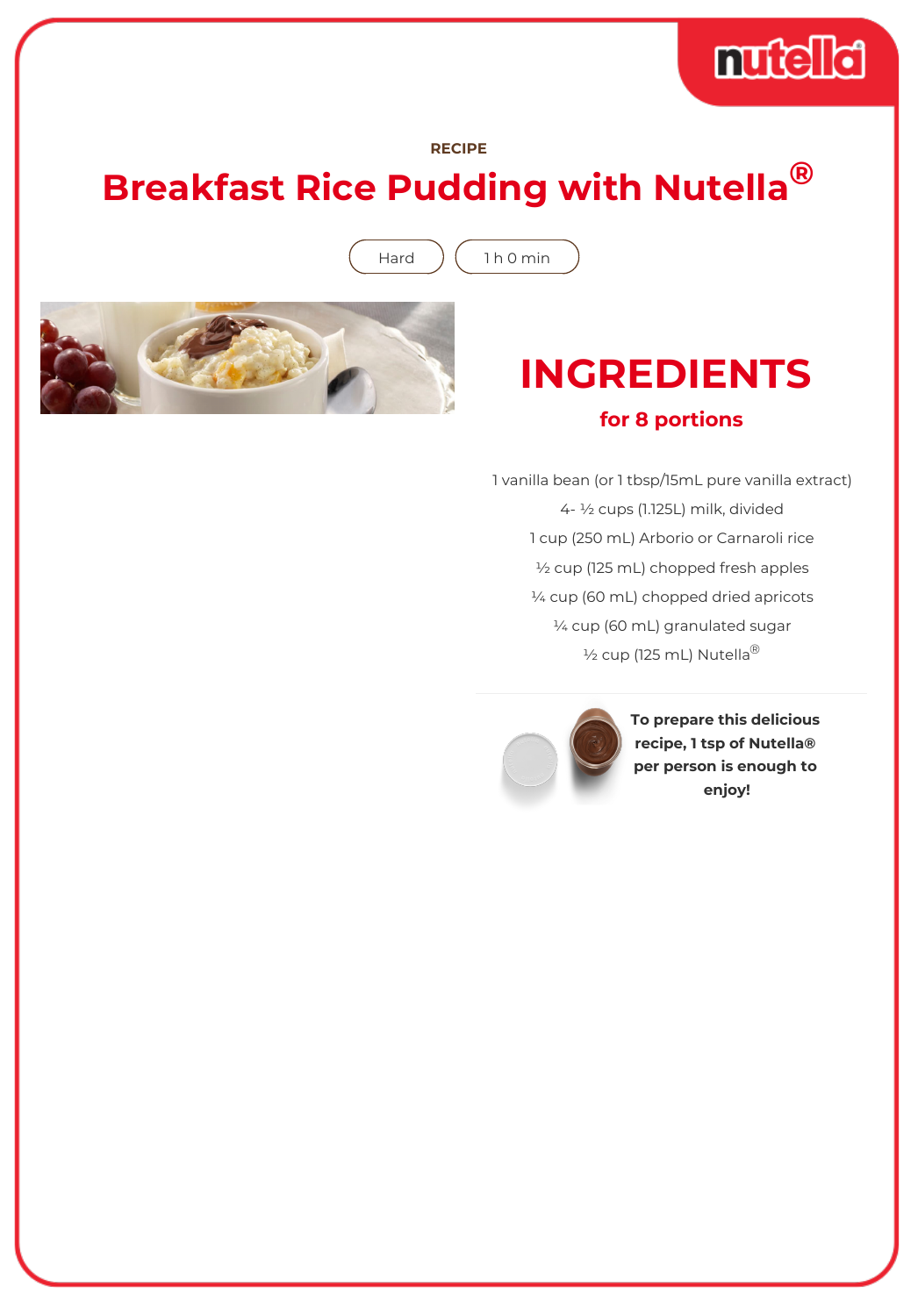RECIPE

# Breakfast Rice Pudding with Nutella®

Hard

1 h 0 min

## INGREDIENTS

### for 8 portions

1 vanilla bean (or 1 tbsp/15mL pure vanilla extract)

4- ½ cups (1.125L) milk, divided

1 cup (250 mL) Arborio or Carnaroli rice

½ cup (125 mL) chopped fresh apples

¼ cup (60 mL) chopped dried apricots

¼ cup (60 mL) granulated sugar

½ cup (125 mL) Nutella®

**To prepare this delicious recipe, 1 tsp of Nutella® per person is enough to enjoy!**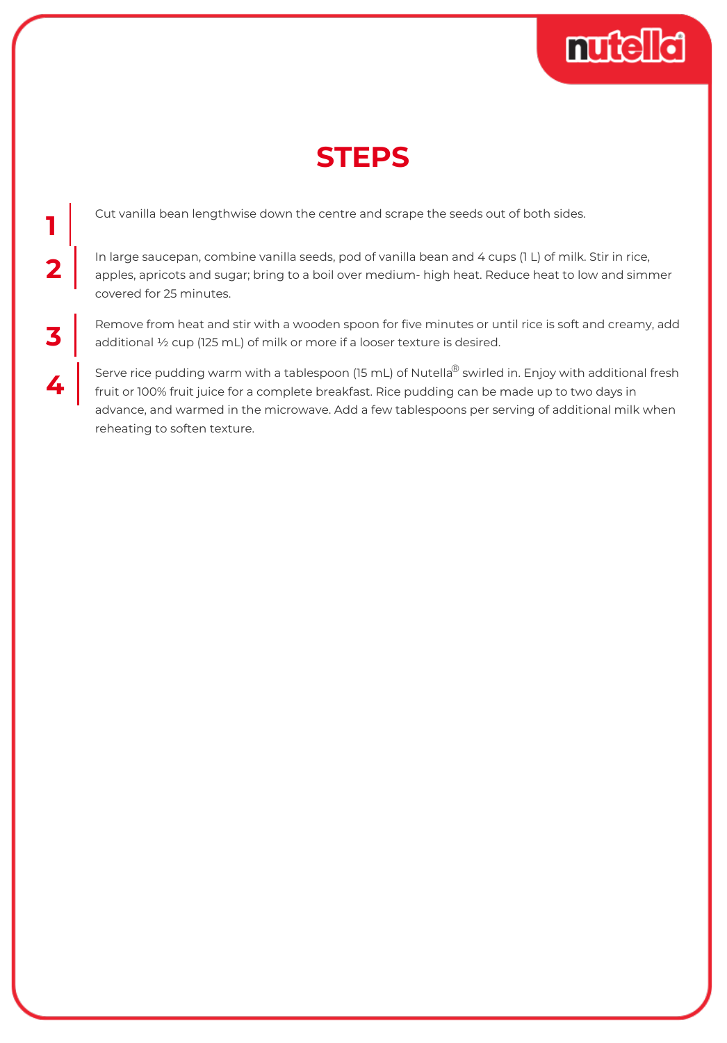# STEPS

1. Cut vanilla bean lengthwise down the centre and scrape the seeds out of both sides.
2. In large saucepan, combine vanilla seeds, pod of vanilla bean and 4 cups (1 L) of milk. Stir in rice, apples, apricots and sugar; bring to a boil over medium- high heat. Reduce heat to low and simmer covered for 25 minutes.
3. Remove from heat and stir with a wooden spoon for five minutes or until rice is soft and creamy, add additional ½ cup (125 mL) of milk or more if a looser texture is desired.
4. Serve rice pudding warm with a tablespoon (15 mL) of Nutella® swirled in. Enjoy with additional fresh fruit or 100% fruit juice for a complete breakfast. Rice pudding can be made up to two days in advance, and warmed in the microwave. Add a few tablespoons per serving of additional milk when reheating to soften texture.